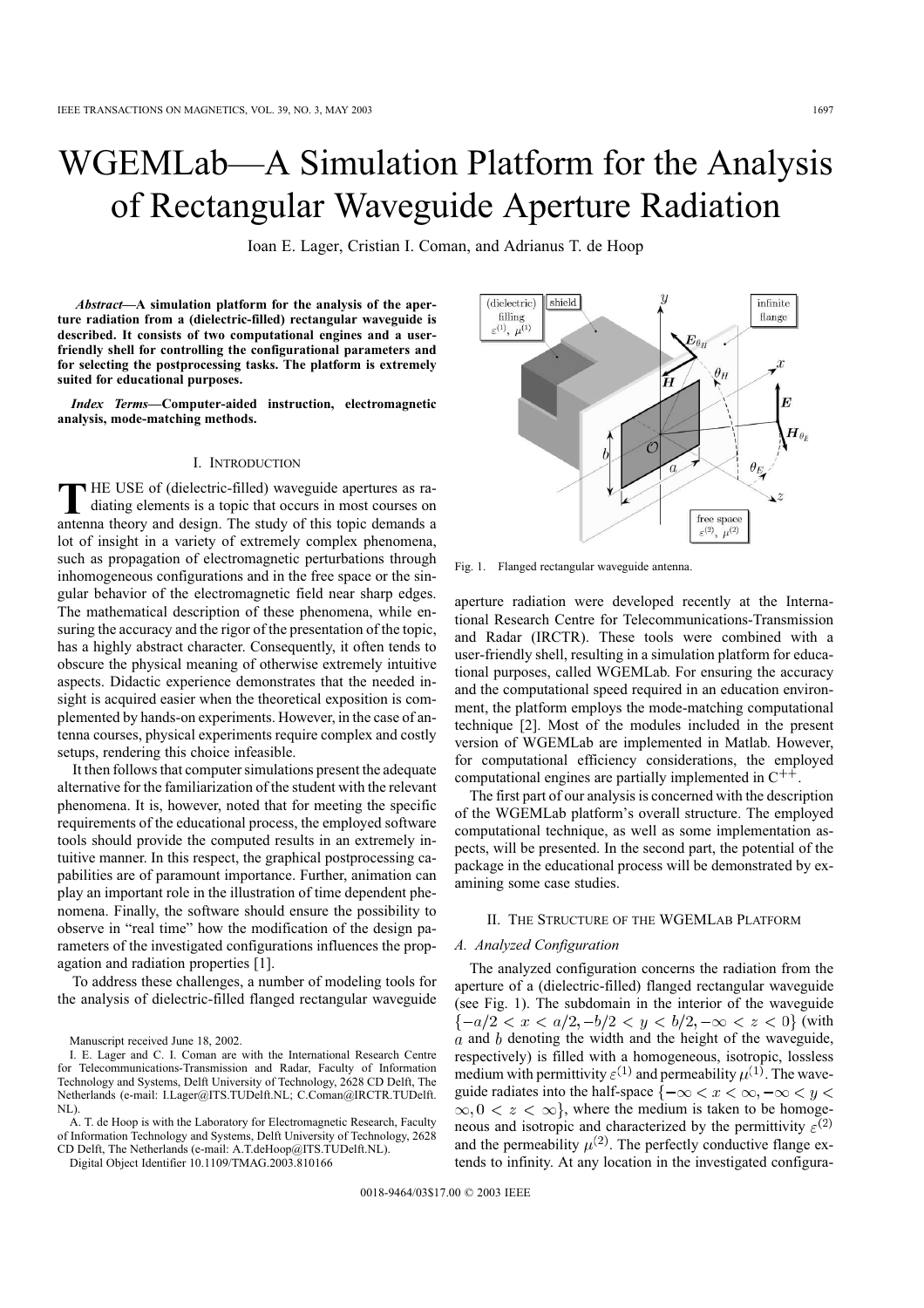# WGEMLab—A Simulation Platform for the Analysis of Rectangular Waveguide Aperture Radiation

Ioan E. Lager, Cristian I. Coman, and Adrianus T. de Hoop

***Abstract*—A simulation platform for the analysis of the aperture radiation from a (dielectric-filled) rectangular waveguide is described. It consists of two computational engines and a user-friendly shell for controlling the configurational parameters and for selecting the postprocessing tasks. The platform is extremely suited for educational purposes.**

***Index Terms*—Computer-aided instruction, electromagnetic analysis, mode-matching methods.**

## I. Introduction

THE USE of (dielectric-filled) waveguide apertures as radiating elements is a topic that occurs in most courses on antenna theory and design. The study of this topic demands a lot of insight in a variety of extremely complex phenomena, such as propagation of electromagnetic perturbations through inhomogeneous configurations and in the free space or the singular behavior of the electromagnetic field near sharp edges. The mathematical description of these phenomena, while ensuring the accuracy and the rigor of the presentation of the topic, has a highly abstract character. Consequently, it often tends to obscure the physical meaning of otherwise extremely intuitive aspects. Didactic experience demonstrates that the needed insight is acquired easier when the theoretical exposition is complemented by hands-on experiments. However, in the case of antenna courses, physical experiments require complex and costly setups, rendering this choice infeasible.

It then follows that computer simulations present the adequate alternative for the familiarization of the student with the relevant phenomena. It is, however, noted that for meeting the specific requirements of the educational process, the employed software tools should provide the computed results in an extremely intuitive manner. In this respect, the graphical postprocessing capabilities are of paramount importance. Further, animation can play an important role in the illustration of time dependent phenomena. Finally, the software should ensure the possibility to observe in "real time" how the modification of the design parameters of the investigated configurations influences the propagation and radiation properties [1].

To address these challenges, a number of modeling tools for the analysis of dielectric-filled flanged rectangular waveguide aperture radiation were developed recently at the International Research Centre for Telecommunications-Transmission and Radar (IRCTR). These tools were combined with a user-friendly shell, resulting in a simulation platform for educational purposes, called WGEMLab. For ensuring the accuracy and the computational speed required in an education environment, the platform employs the mode-matching computational technique [2]. Most of the modules included in the present version of WGEMLab are implemented in Matlab. However, for computational efficiency considerations, the employed computational engines are partially implemented in C$^{++}$.

The first part of our analysis is concerned with the description of the WGEMLab platform's overall structure. The employed computational technique, as well as some implementation aspects, will be presented. In the second part, the potential of the package in the educational process will be demonstrated by examining some case studies.

Manuscript received June 18, 2002.

I. E. Lager and C. I. Coman are with the International Research Centre for Telecommunications-Transmission and Radar, Faculty of Information Technology and Systems, Delft University of Technology, 2628 CD Delft, The Netherlands (e-mail: I.Lager@ITS.TUDelft.NL; C.Coman@IRCTR.TUDelft.NL).

A. T. de Hoop is with the Laboratory for Electromagnetic Research, Faculty of Information Technology and Systems, Delft University of Technology, 2628 CD Delft, The Netherlands (e-mail: A.T.deHoop@ITS.TUDelft.NL).

Digital Object Identifier 10.1109/TMAG.2003.810166

(dielectric) filling $\varepsilon^{(1)}$, $\mu^{(1)}$

shield

infinite flange

free space $\varepsilon^{(2)}$, $\mu^{(2)}$

Fig. 1. Flanged rectangular waveguide antenna.

## II. The Structure of the WGEMLab Platform

### A. Analyzed Configuration

The analyzed configuration concerns the radiation from the aperture of a (dielectric-filled) flanged rectangular waveguide (see Fig. 1). The subdomain in the interior of the waveguide $\{-a/2 < x < a/2, -b/2 < y < b/2, -\infty < z < 0\}$ (with $a$ and $b$ denoting the width and the height of the waveguide, respectively) is filled with a homogeneous, isotropic, lossless medium with permittivity $\varepsilon^{(1)}$ and permeability $\mu^{(1)}$. The waveguide radiates into the half-space $\{-\infty < x < \infty, -\infty < y < \infty, 0 < z < \infty\}$, where the medium is taken to be homogeneous and isotropic and characterized by the permittivity $\varepsilon^{(2)}$ and the permeability $\mu^{(2)}$. The perfectly conductive flange extends to infinity. At any location in the investigated configura-

0018-9464/03$17.00 © 2003 IEEE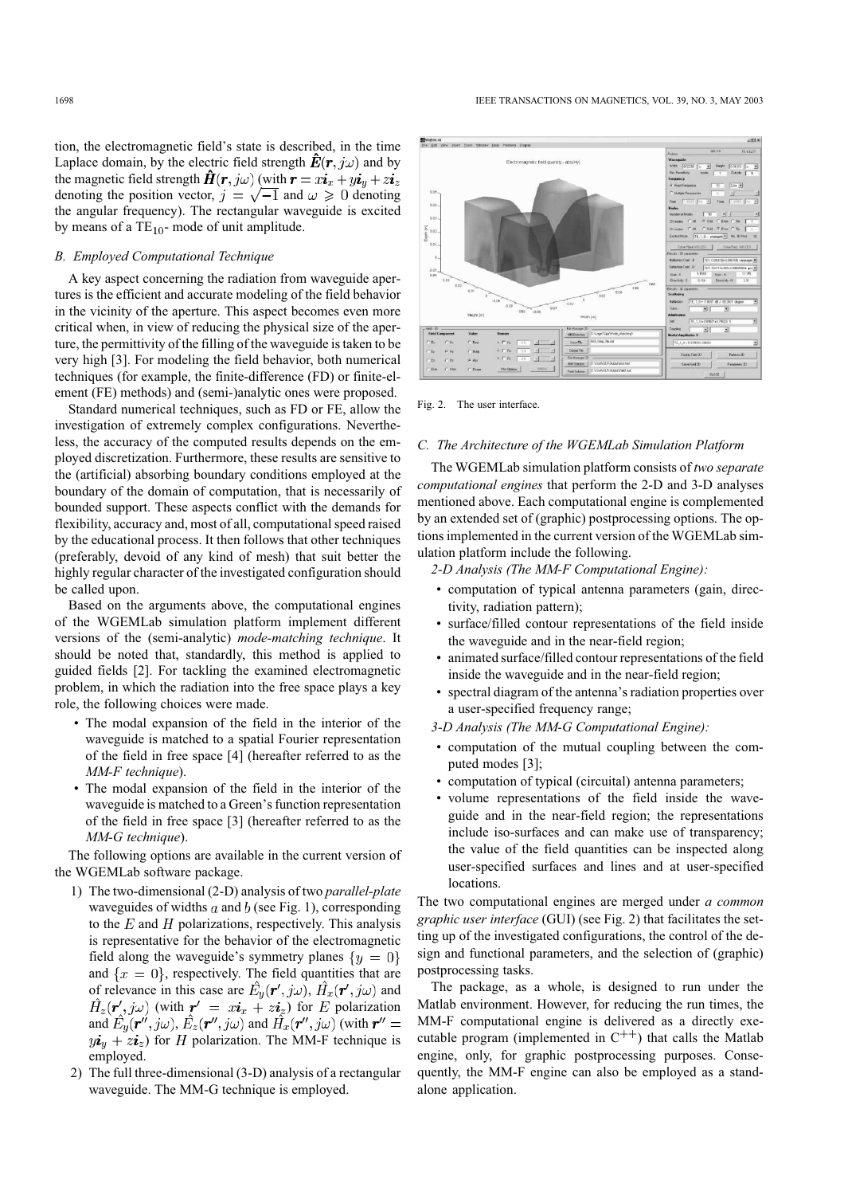tion, the electromagnetic field's state is described, in the time Laplace domain, by the electric field strength $\hat{\boldsymbol{E}}(\boldsymbol{r}, j\omega)$ and by the magnetic field strength $\hat{\boldsymbol{H}}(\boldsymbol{r}, j\omega)$ (with $\boldsymbol{r} = x\boldsymbol{i}_x + y\boldsymbol{i}_y + z\boldsymbol{i}_z$ denoting the position vector, $j = \sqrt{-1}$ and $\omega \geqslant 0$ denoting the angular frequency). The rectangular waveguide is excited by means of a $\mathrm{TE}_{10}$- mode of unit amplitude.

### B. Employed Computational Technique

A key aspect concerning the radiation from waveguide apertures is the efficient and accurate modeling of the field behavior in the vicinity of the aperture. This aspect becomes even more critical when, in view of reducing the physical size of the aperture, the permittivity of the filling of the waveguide is taken to be very high [3]. For modeling the field behavior, both numerical techniques (for example, the finite-difference (FD) or finite-element (FE) methods) and (semi-)analytic ones were proposed.

Standard numerical techniques, such as FD or FE, allow the investigation of extremely complex configurations. Nevertheless, the accuracy of the computed results depends on the employed discretization. Furthermore, these results are sensitive to the (artificial) absorbing boundary conditions employed at the boundary of the domain of computation, that is necessarily of bounded support. These aspects conflict with the demands for flexibility, accuracy and, most of all, computational speed raised by the educational process. It then follows that other techniques (preferably, devoid of any kind of mesh) that suit better the highly regular character of the investigated configuration should be called upon.

Based on the arguments above, the computational engines of the WGEMLab simulation platform implement different versions of the (semi-analytic) *mode-matching technique*. It should be noted that, standardly, this method is applied to guided fields [2]. For tackling the examined electromagnetic problem, in which the radiation into the free space plays a key role, the following choices were made.

- The modal expansion of the field in the interior of the waveguide is matched to a spatial Fourier representation of the field in free space [4] (hereafter referred to as the *MM-F technique*).
- The modal expansion of the field in the interior of the waveguide is matched to a Green's function representation of the field in free space [3] (hereafter referred to as the *MM-G technique*).

The following options are available in the current version of the WGEMLab software package.

1) The two-dimensional (2-D) analysis of two *parallel-plate* waveguides of widths $a$ and $b$ (see Fig. 1), corresponding to the $E$ and $H$ polarizations, respectively. This analysis is representative for the behavior of the electromagnetic field along the waveguide's symmetry planes $\{y = 0\}$ and $\{x = 0\}$, respectively. The field quantities that are of relevance in this case are $\hat{E}_y(\boldsymbol{r}', j\omega)$, $\hat{H}_x(\boldsymbol{r}', j\omega)$ and $\hat{H}_z(\boldsymbol{r}', j\omega)$ (with $\boldsymbol{r}' = x\boldsymbol{i}_x + z\boldsymbol{i}_z$) for $E$ polarization and $\hat{E}_y(\boldsymbol{r}'', j\omega)$, $\hat{E}_z(\boldsymbol{r}'', j\omega)$ and $\hat{H}_x(\boldsymbol{r}'', j\omega)$ (with $\boldsymbol{r}'' = y\boldsymbol{i}_y + z\boldsymbol{i}_z$) for $H$ polarization. The MM-F technique is employed.
2) The full three-dimensional (3-D) analysis of a rectangular waveguide. The MM-G technique is employed.

Fig. 2. The user interface.

### C. The Architecture of the WGEMLab Simulation Platform

The WGEMLab simulation platform consists of *two separate computational engines* that perform the 2-D and 3-D analyses mentioned above. Each computational engine is complemented by an extended set of (graphic) postprocessing options. The options implemented in the current version of the WGEMLab simulation platform include the following.

*2-D Analysis (The MM-F Computational Engine):*

- computation of typical antenna parameters (gain, directivity, radiation pattern);
- surface/filled contour representations of the field inside the waveguide and in the near-field region;
- animated surface/filled contour representations of the field inside the waveguide and in the near-field region;
- spectral diagram of the antenna's radiation properties over a user-specified frequency range;

*3-D Analysis (The MM-G Computational Engine):*

- computation of the mutual coupling between the computed modes [3];
- computation of typical (circuital) antenna parameters;
- volume representations of the field inside the waveguide and in the near-field region; the representations include iso-surfaces and can make use of transparency; the value of the field quantities can be inspected along user-specified surfaces and lines and at user-specified locations.

The two computational engines are merged under *a common graphic user interface* (GUI) (see Fig. 2) that facilitates the setting up of the investigated configurations, the control of the design and functional parameters, and the selection of (graphic) postprocessing tasks.

The package, as a whole, is designed to run under the Matlab environment. However, for reducing the run times, the MM-F computational engine is delivered as a directly executable program (implemented in $\mathrm{C}^{++}$) that calls the Matlab engine, only, for graphic postprocessing purposes. Consequently, the MM-F engine can also be employed as a standalone application.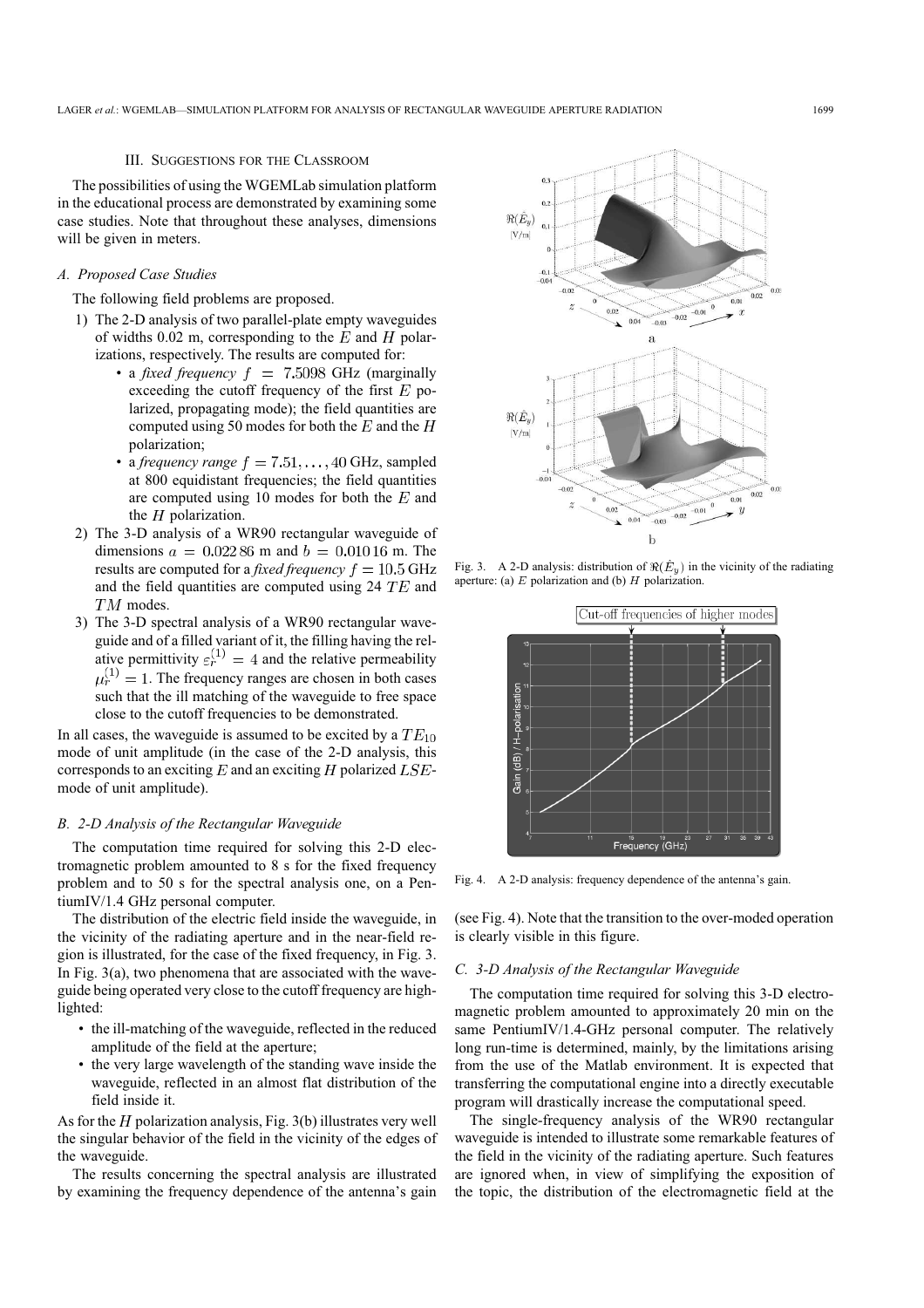## III. Suggestions for the Classroom

The possibilities of using the WGEMLab simulation platform in the educational process are demonstrated by examining some case studies. Note that throughout these analyses, dimensions will be given in meters.

### A. Proposed Case Studies

The following field problems are proposed.

1) The 2-D analysis of two parallel-plate empty waveguides of widths 0.02 m, corresponding to the $E$ and $H$ polarizations, respectively. The results are computed for:
   - a *fixed frequency* $f = 7.5098$ GHz (marginally exceeding the cutoff frequency of the first $E$ polarized, propagating mode); the field quantities are computed using 50 modes for both the $E$ and the $H$ polarization;
   - a *frequency range* $f = 7.51, \ldots, 40$ GHz, sampled at 800 equidistant frequencies; the field quantities are computed using 10 modes for both the $E$ and the $H$ polarization.
2) The 3-D analysis of a WR90 rectangular waveguide of dimensions $a = 0.022\,86$ m and $b = 0.010\,16$ m. The results are computed for a *fixed frequency* $f = 10.5$ GHz and the field quantities are computed using 24 $TE$ and $TM$ modes.
3) The 3-D spectral analysis of a WR90 rectangular waveguide and of a filled variant of it, the filling having the relative permittivity $\varepsilon_r^{(1)} = 4$ and the relative permeability $\mu_r^{(1)} = 1$. The frequency ranges are chosen in both cases such that the ill matching of the waveguide to free space close to the cutoff frequencies to be demonstrated.

In all cases, the waveguide is assumed to be excited by a $TE_{10}$ mode of unit amplitude (in the case of the 2-D analysis, this corresponds to an exciting $E$ and an exciting $H$ polarized $LSE$-mode of unit amplitude).

### B. 2-D Analysis of the Rectangular Waveguide

The computation time required for solving this 2-D electromagnetic problem amounted to 8 s for the fixed frequency problem and to 50 s for the spectral analysis one, on a PentiumIV/1.4 GHz personal computer.

The distribution of the electric field inside the waveguide, in the vicinity of the radiating aperture and in the near-field region is illustrated, for the case of the fixed frequency, in Fig. 3. In Fig. 3(a), two phenomena that are associated with the waveguide being operated very close to the cutoff frequency are highlighted:

- the ill-matching of the waveguide, reflected in the reduced amplitude of the field at the aperture;
- the very large wavelength of the standing wave inside the waveguide, reflected in an almost flat distribution of the field inside it.

As for the $H$ polarization analysis, Fig. 3(b) illustrates very well the singular behavior of the field in the vicinity of the edges of the waveguide.

The results concerning the spectral analysis are illustrated by examining the frequency dependence of the antenna's gain (see Fig. 4). Note that the transition to the over-moded operation is clearly visible in this figure.

Fig. 3. A 2-D analysis: distribution of $\Re(\hat{E}_y)$ in the vicinity of the radiating aperture: (a) $E$ polarization and (b) $H$ polarization.

Fig. 4. A 2-D analysis: frequency dependence of the antenna's gain.

### C. 3-D Analysis of the Rectangular Waveguide

The computation time required for solving this 3-D electromagnetic problem amounted to approximately 20 min on the same PentiumIV/1.4-GHz personal computer. The relatively long run-time is determined, mainly, by the limitations arising from the use of the Matlab environment. It is expected that transferring the computational engine into a directly executable program will drastically increase the computational speed.

The single-frequency analysis of the WR90 rectangular waveguide is intended to illustrate some remarkable features of the field in the vicinity of the radiating aperture. Such features are ignored when, in view of simplifying the exposition of the topic, the distribution of the electromagnetic field at the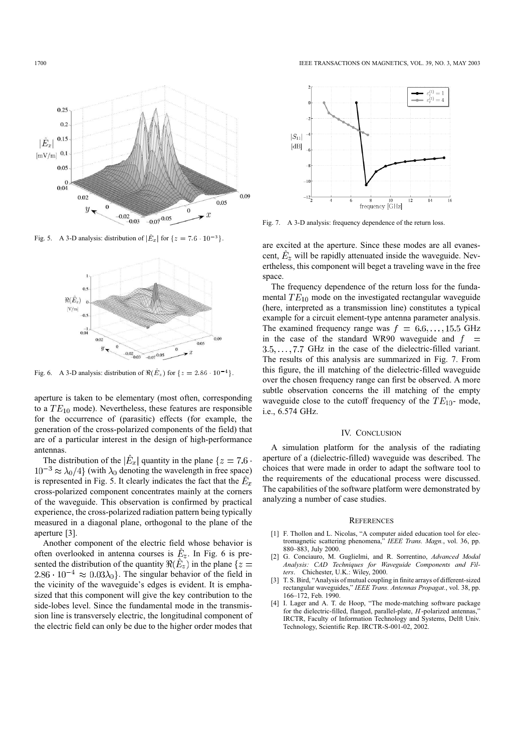0.25
0.2
$|\hat{E}_x|$ 0.15
[mV/m] 0.1
0.05
0
0.04
0.02
$y$ 0
−0.02
−0.03
−0.07
0.05
0
0.05
0.09
$x$

Fig. 5. A 3-D analysis: distribution of $|\hat{E}_x|$ for $\{z = 7.6 \cdot 10^{-3}\}$.

1
0.5
$\Re(\hat{E}_z)$ 0
[V/m]
−0.5
−1
0.04
0.02
$y$ 0
−0.02
−0.03
−0.07
0.05
0.05
0.09
$x$

Fig. 6. A 3-D analysis: distribution of $\Re(\hat{E}_z)$ for $\{z = 2.86 \cdot 10^{-4}\}$.

aperture is taken to be elementary (most often, corresponding to a $TE_{10}$ mode). Nevertheless, these features are responsible for the occurrence of (parasitic) effects (for example, the generation of the cross-polarized components of the field) that are of a particular interest in the design of high-performance antennas.

The distribution of the $|\hat{E}_x|$ quantity in the plane $\{z = 7.6 \cdot 10^{-3} \approx \lambda_0/4\}$ (with $\lambda_0$ denoting the wavelength in free space) is represented in Fig. 5. It clearly indicates the fact that the $\hat{E}_x$ cross-polarized component concentrates mainly at the corners of the waveguide. This observation is confirmed by practical experience, the cross-polarized radiation pattern being typically measured in a diagonal plane, orthogonal to the plane of the aperture [3].

Another component of the electric field whose behavior is often overlooked in antenna courses is $\hat{E}_z$. In Fig. 6 is presented the distribution of the quantity $\Re(\hat{E}_z)$ in the plane $\{z = 2.86 \cdot 10^{-4} \approx 0.03\lambda_0\}$. The singular behavior of the field in the vicinity of the waveguide's edges is evident. It is emphasized that this component will give the key contribution to the side-lobes level. Since the fundamental mode in the transmission line is transversely electric, the longitudinal component of the electric field can only be due to the higher order modes that

2
0
−2
$|S_{11}|$ −4
[dB] −6
−8
−10
−12
2 4 6 8 10 12 14 16
frequency [GHz]
$\varepsilon_r^{(1)} = 1$
$\varepsilon_r^{(1)} = 4$

Fig. 7. A 3-D analysis: frequency dependence of the return loss.

are excited at the aperture. Since these modes are all evanescent, $\hat{E}_z$ will be rapidly attenuated inside the waveguide. Nevertheless, this component will beget a traveling wave in the free space.

The frequency dependence of the return loss for the fundamental $TE_{10}$ mode on the investigated rectangular waveguide (here, interpreted as a transmission line) constitutes a typical example for a circuit element-type antenna parameter analysis. The examined frequency range was $f = 6.6, \ldots, 15.5$ GHz in the case of the standard WR90 waveguide and $f = 3.5, \ldots, 7.7$ GHz in the case of the dielectric-filled variant. The results of this analysis are summarized in Fig. 7. From this figure, the ill matching of the dielectric-filled waveguide over the chosen frequency range can first be observed. A more subtle observation concerns the ill matching of the empty waveguide close to the cutoff frequency of the $TE_{10}$- mode, i.e., 6.574 GHz.

## IV. Conclusion

A simulation platform for the analysis of the radiating aperture of a (dielectric-filled) waveguide was described. The choices that were made in order to adapt the software tool to the requirements of the educational process were discussed. The capabilities of the software platform were demonstrated by analyzing a number of case studies.

## References

[1] F. Thollon and L. Nicolas, "A computer aided education tool for electromagnetic scattering phenomena," *IEEE Trans. Magn.*, vol. 36, pp. 880–883, July 2000.

[2] G. Conciauro, M. Guglielmi, and R. Sorrentino, *Advanced Modal Analysis: CAD Techniques for Waveguide Components and Filters*. Chichester, U.K.: Wiley, 2000.

[3] T. S. Bird, "Analysis of mutual coupling in finite arrays of different-sized rectangular waveguides," *IEEE Trans. Antennas Propagat.*, vol. 38, pp. 166–172, Feb. 1990.

[4] I. Lager and A. T. de Hoop, "The mode-matching software package for the dielectric-filled, flanged, parallel-plate, $H$-polarized antennas," IRCTR, Faculty of Information Technology and Systems, Delft Univ. Technology, Scientific Rep. IRCTR-S-001-02, 2002.